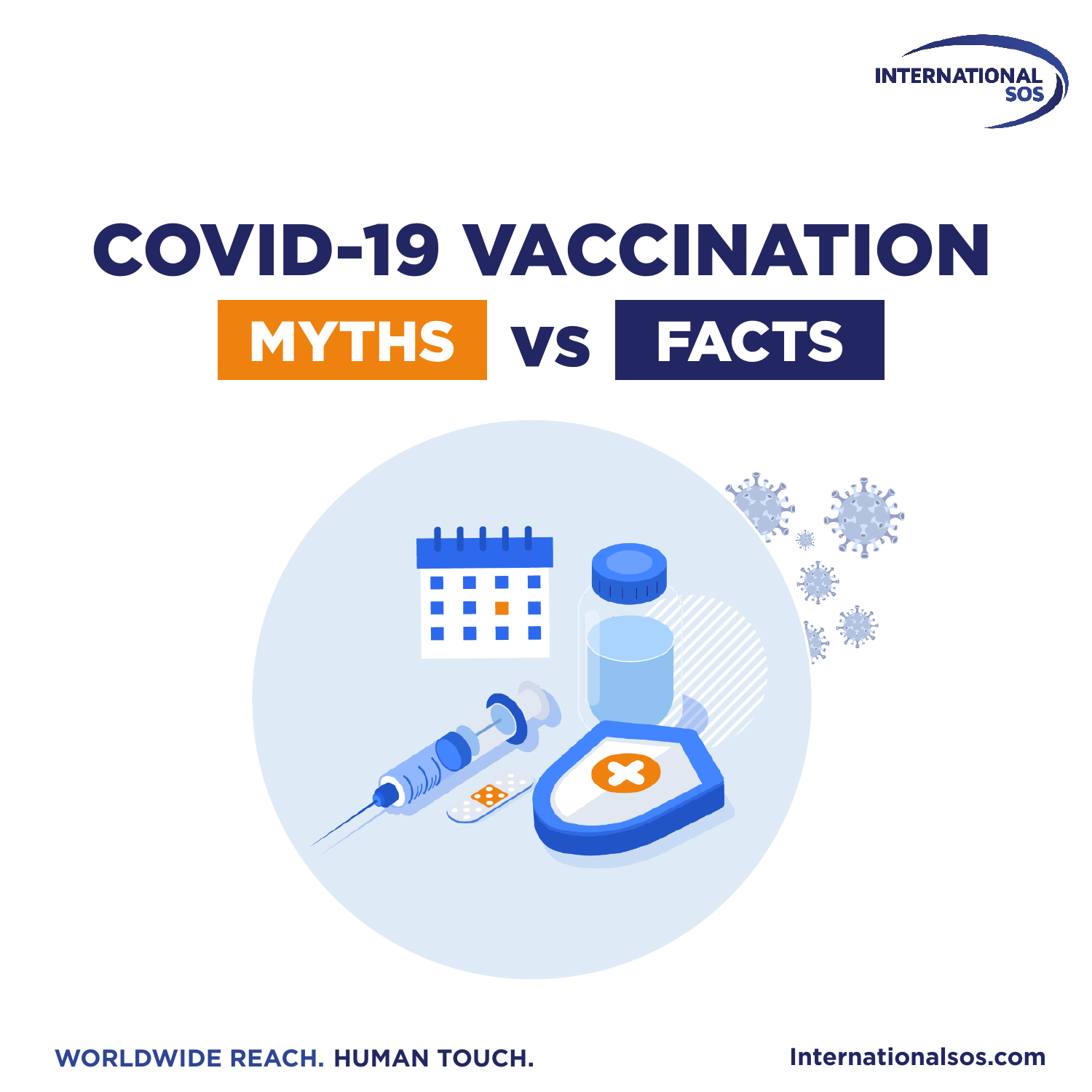INTERNATIONAL SOS

# COVID-19 VACCINATION

## MYTHS vs FACTS

WORLDWIDE REACH. HUMAN TOUCH.

Internationalsos.com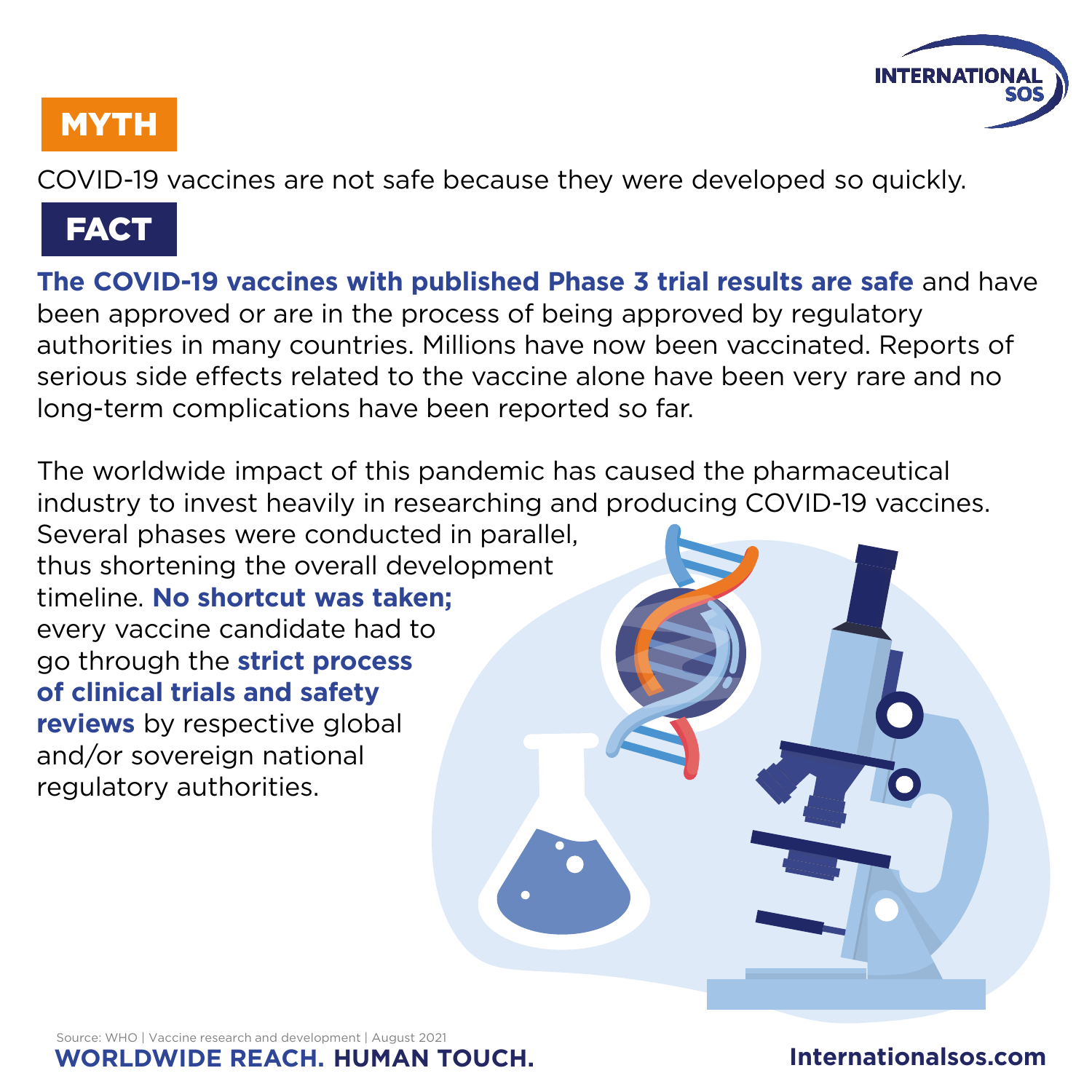## MYTH

COVID-19 vaccines are not safe because they were developed so quickly.

## FACT

**The COVID-19 vaccines with published Phase 3 trial results are safe** and have been approved or are in the process of being approved by regulatory authorities in many countries. Millions have now been vaccinated. Reports of serious side effects related to the vaccine alone have been very rare and no long-term complications have been reported so far.

The worldwide impact of this pandemic has caused the pharmaceutical industry to invest heavily in researching and producing COVID-19 vaccines. Several phases were conducted in parallel, thus shortening the overall development timeline. **No shortcut was taken;** every vaccine candidate had to go through the **strict process of clinical trials and safety reviews** by respective global and/or sovereign national regulatory authorities.

Source: WHO | Vaccine research and development | August 2021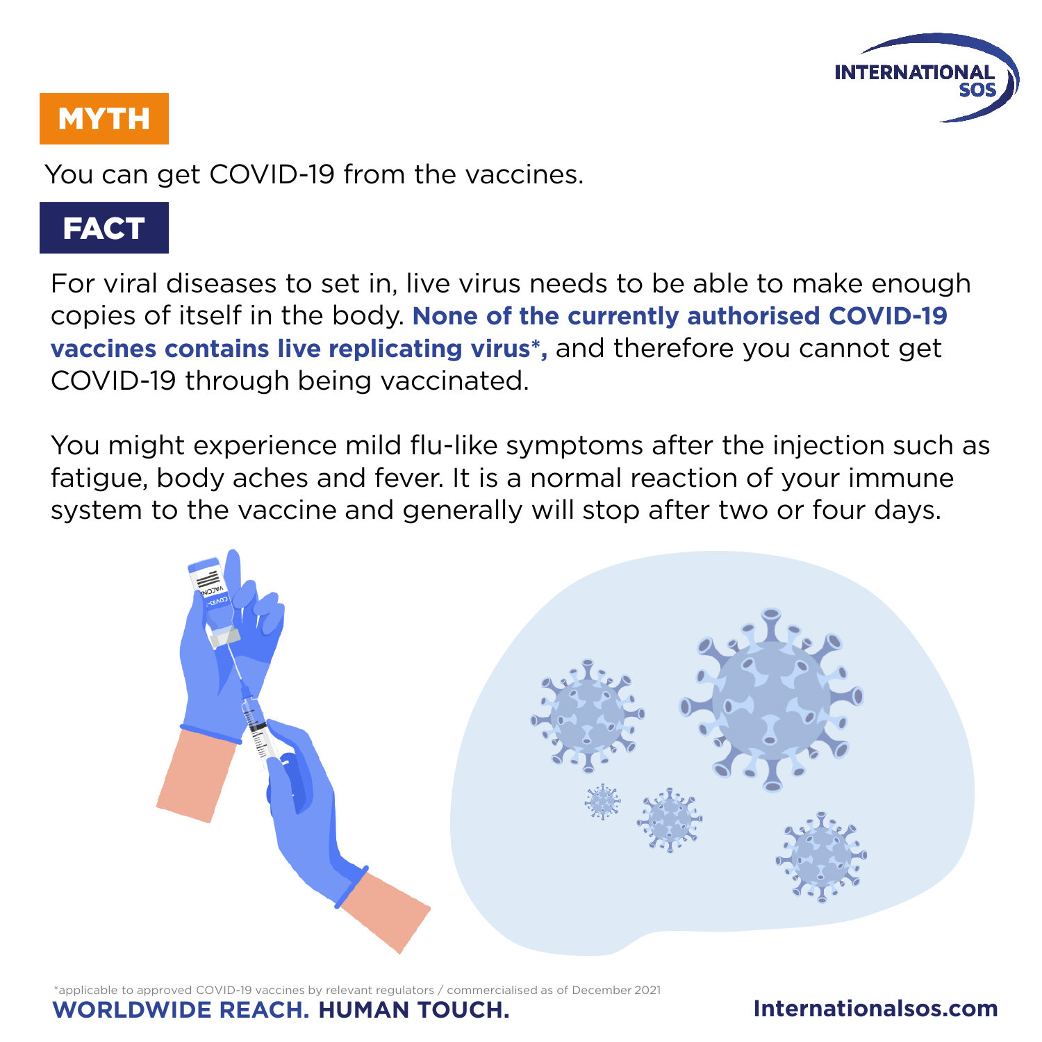## MYTH

You can get COVID-19 from the vaccines.

## FACT

For viral diseases to set in, live virus needs to be able to make enough copies of itself in the body. **None of the currently authorised COVID-19 vaccines contains live replicating virus*,** and therefore you cannot get COVID-19 through being vaccinated.

You might experience mild flu-like symptoms after the injection such as fatigue, body aches and fever. It is a normal reaction of your immune system to the vaccine and generally will stop after two or four days.

*applicable to approved COVID-19 vaccines by relevant regulators / commercialised as of December 2021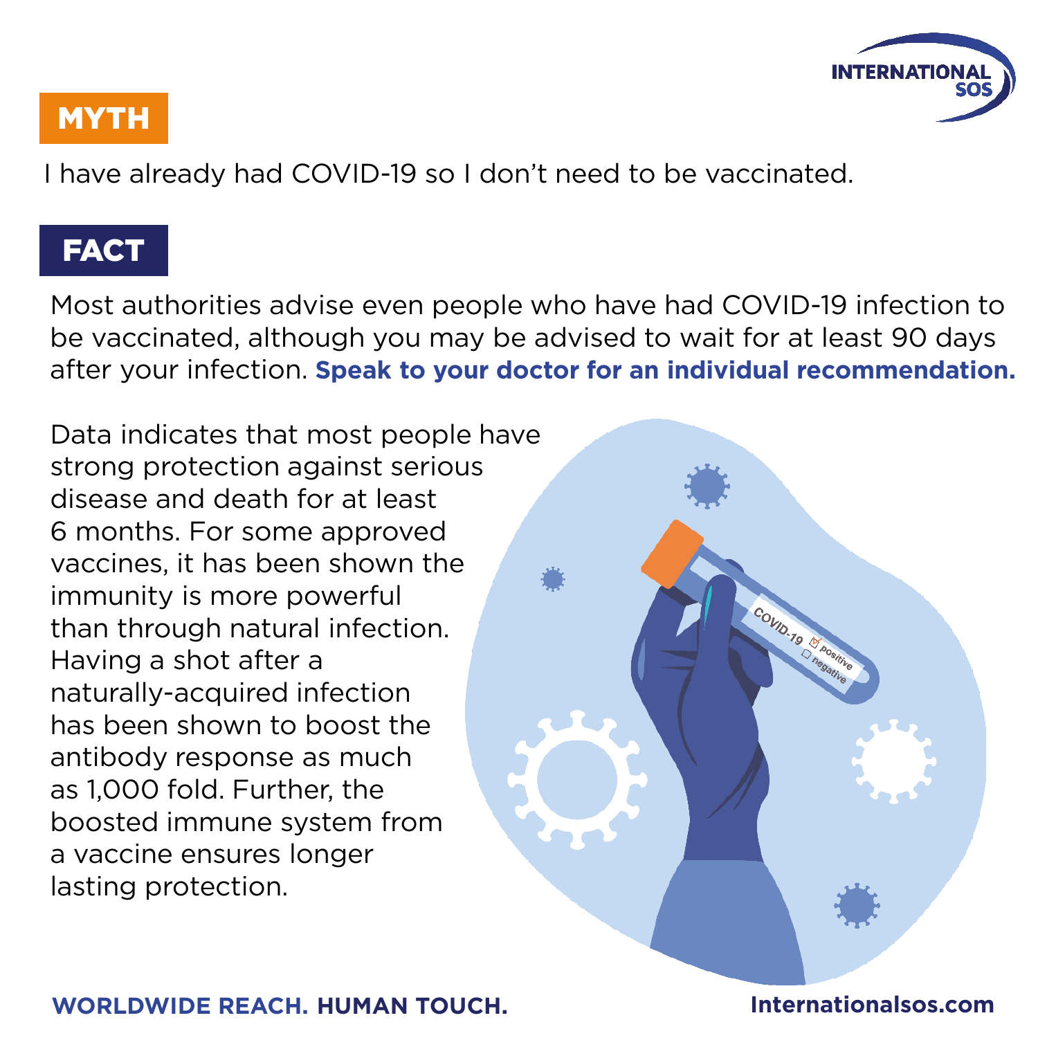## MYTH

I have already had COVID-19 so I don't need to be vaccinated.

## FACT

Most authorities advise even people who have had COVID-19 infection to be vaccinated, although you may be advised to wait for at least 90 days after your infection. **Speak to your doctor for an individual recommendation.**

Data indicates that most people have strong protection against serious disease and death for at least 6 months. For some approved vaccines, it has been shown the immunity is more powerful than through natural infection. Having a shot after a naturally-acquired infection has been shown to boost the antibody response as much as 1,000 fold. Further, the boosted immune system from a vaccine ensures longer lasting protection.

**WORLDWIDE REACH. HUMAN TOUCH.**

**Internationalsos.com**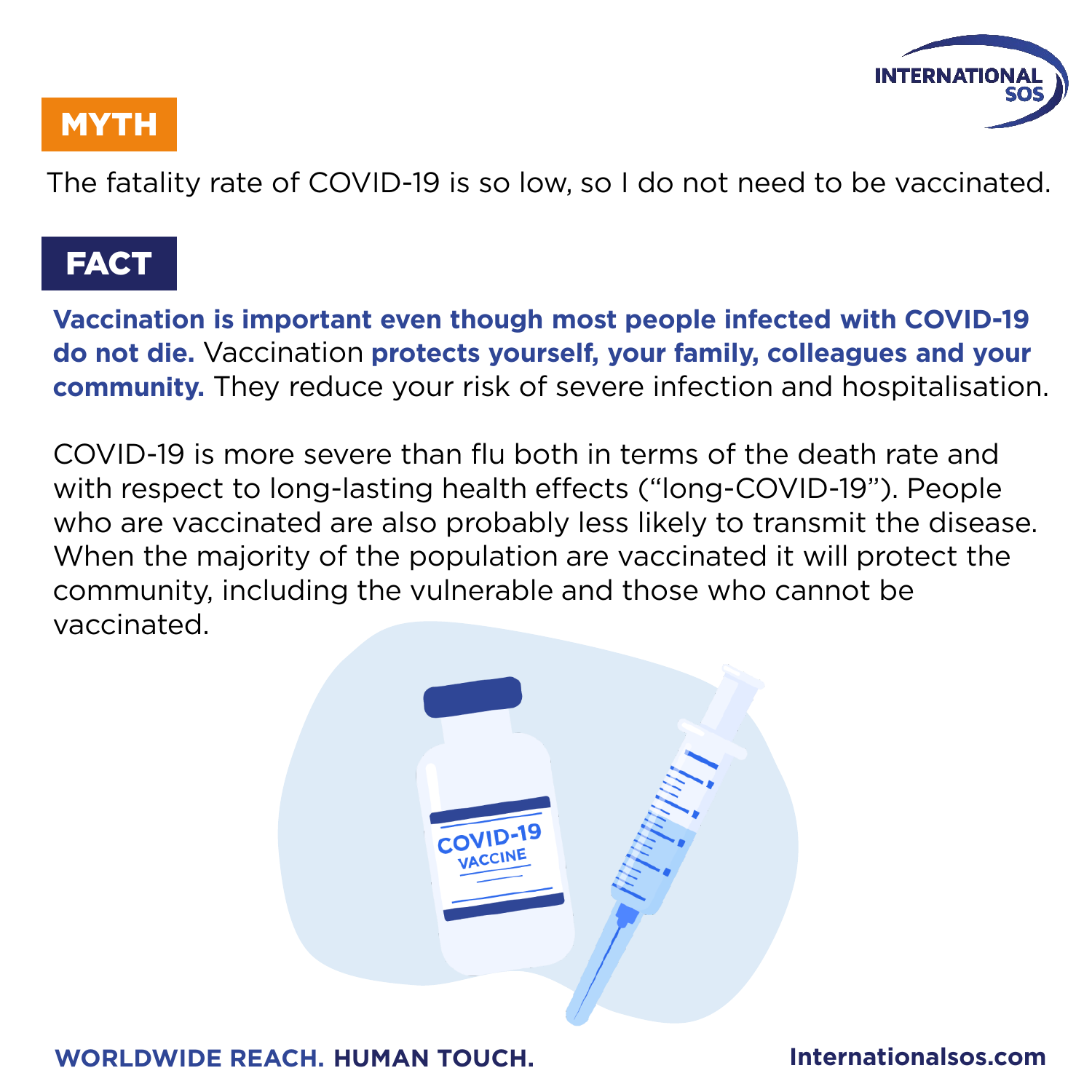## MYTH

The fatality rate of COVID-19 is so low, so I do not need to be vaccinated.

## FACT

**Vaccination is important even though most people infected with COVID-19 do not die.** Vaccination **protects yourself, your family, colleagues and your community.** They reduce your risk of severe infection and hospitalisation.

COVID-19 is more severe than flu both in terms of the death rate and with respect to long-lasting health effects ("long-COVID-19"). People who are vaccinated are also probably less likely to transmit the disease. When the majority of the population are vaccinated it will protect the community, including the vulnerable and those who cannot be vaccinated.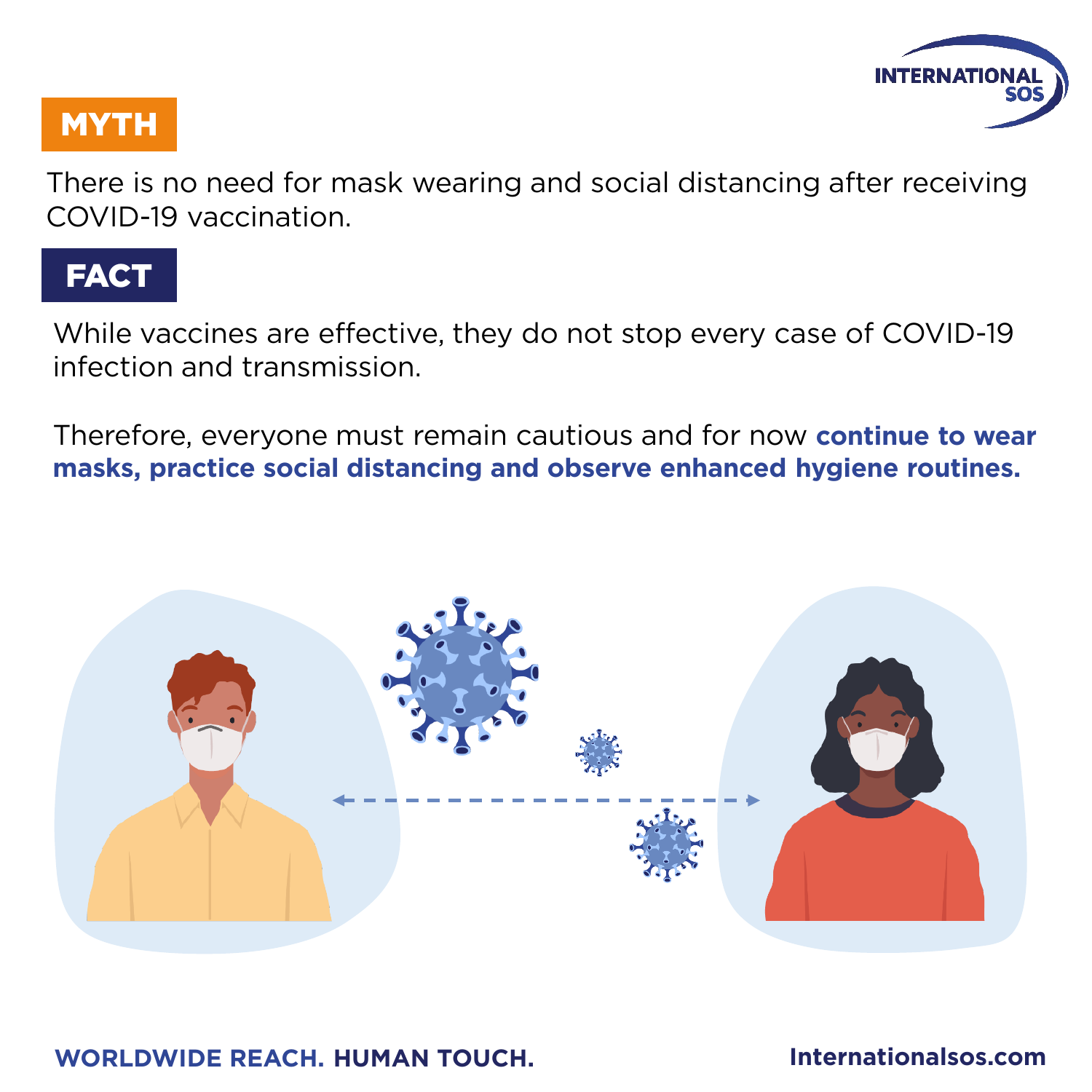## MYTH

There is no need for mask wearing and social distancing after receiving COVID-19 vaccination.

## FACT

While vaccines are effective, they do not stop every case of COVID-19 infection and transmission.

Therefore, everyone must remain cautious and for now **continue to wear masks, practice social distancing and observe enhanced hygiene routines.**

**WORLDWIDE REACH. HUMAN TOUCH.**

**Internationalsos.com**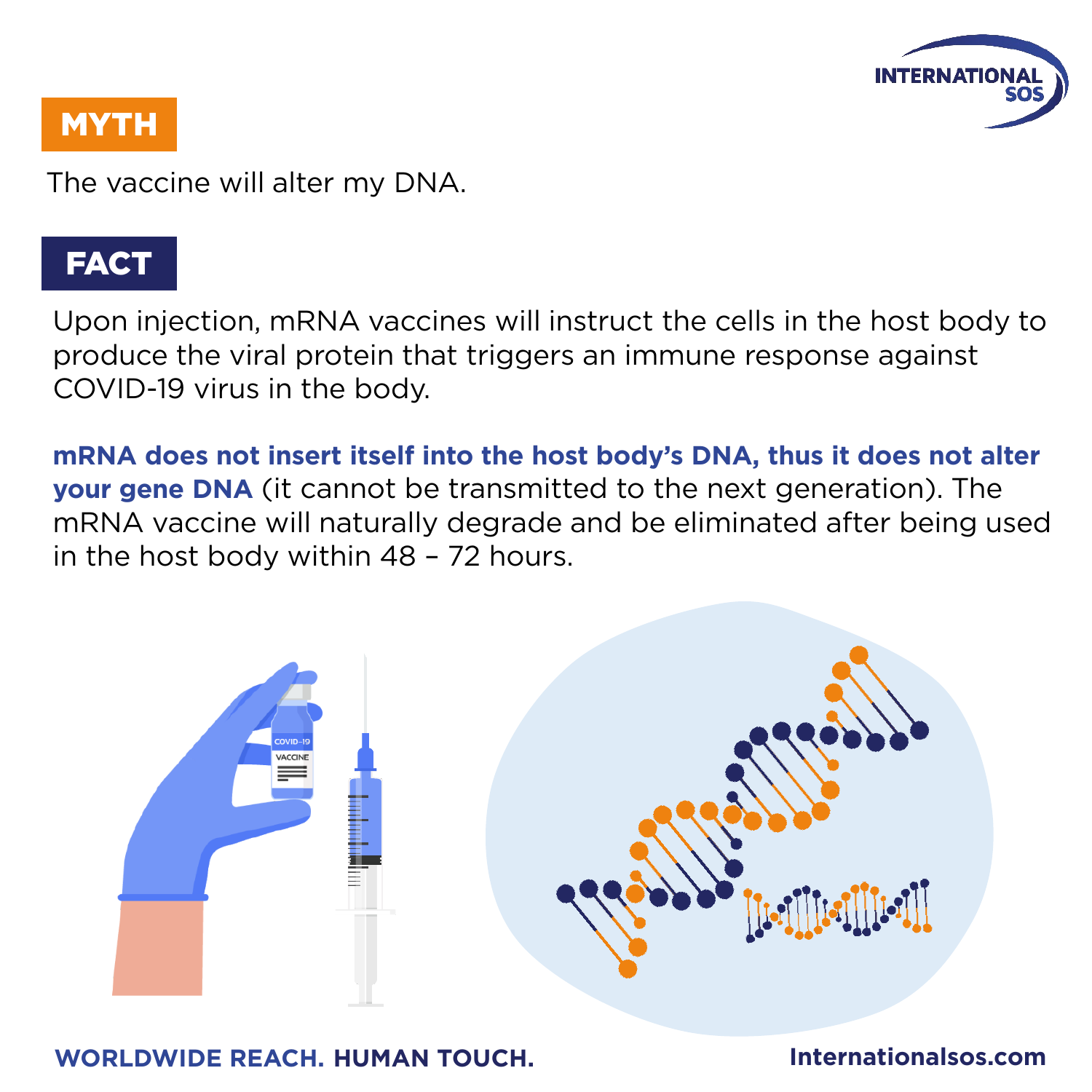## MYTH

The vaccine will alter my DNA.

## FACT

Upon injection, mRNA vaccines will instruct the cells in the host body to produce the viral protein that triggers an immune response against COVID-19 virus in the body.

**mRNA does not insert itself into the host body's DNA, thus it does not alter your gene DNA** (it cannot be transmitted to the next generation). The mRNA vaccine will naturally degrade and be eliminated after being used in the host body within 48 – 72 hours.

**WORLDWIDE REACH. HUMAN TOUCH.**

**Internationalsos.com**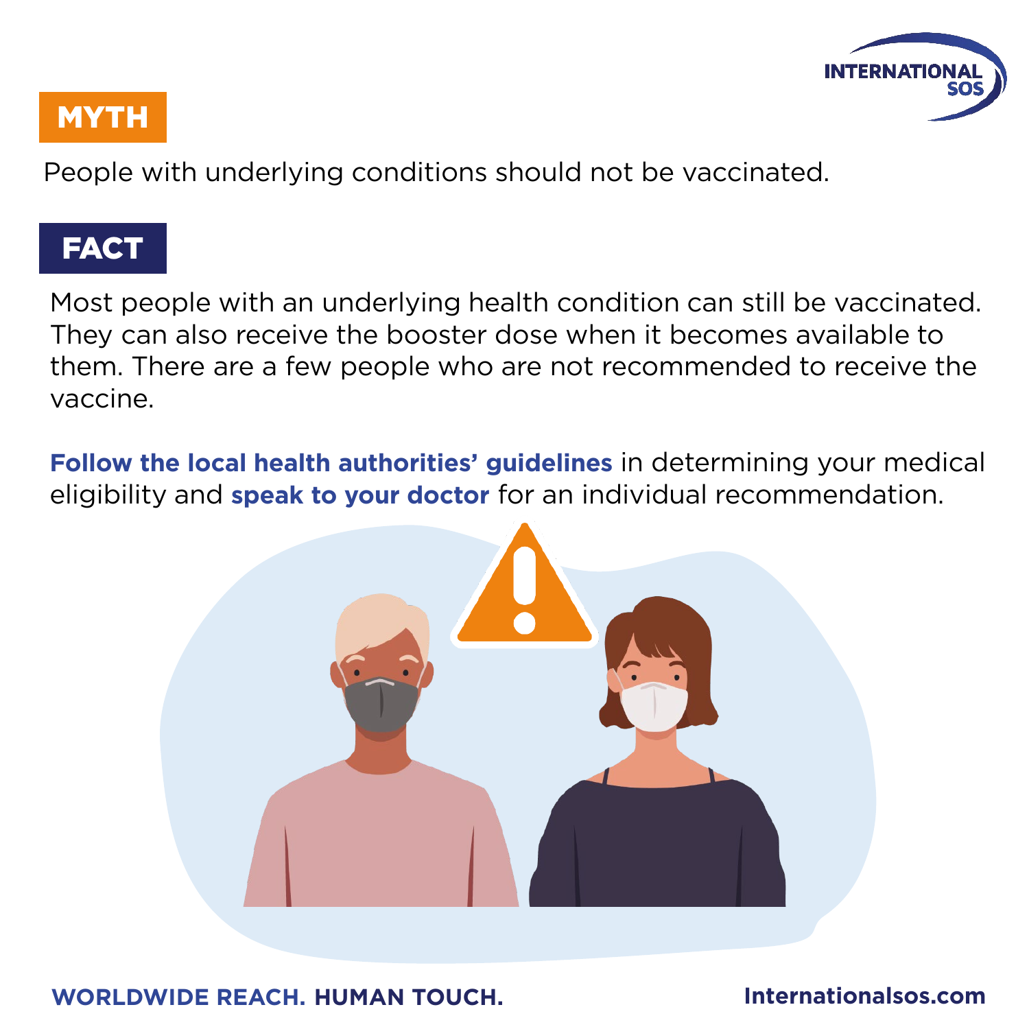## MYTH

People with underlying conditions should not be vaccinated.

## FACT

Most people with an underlying health condition can still be vaccinated. They can also receive the booster dose when it becomes available to them. There are a few people who are not recommended to receive the vaccine.

**Follow the local health authorities' guidelines** in determining your medical eligibility and **speak to your doctor** for an individual recommendation.

**WORLDWIDE REACH. HUMAN TOUCH.**

**Internationalsos.com**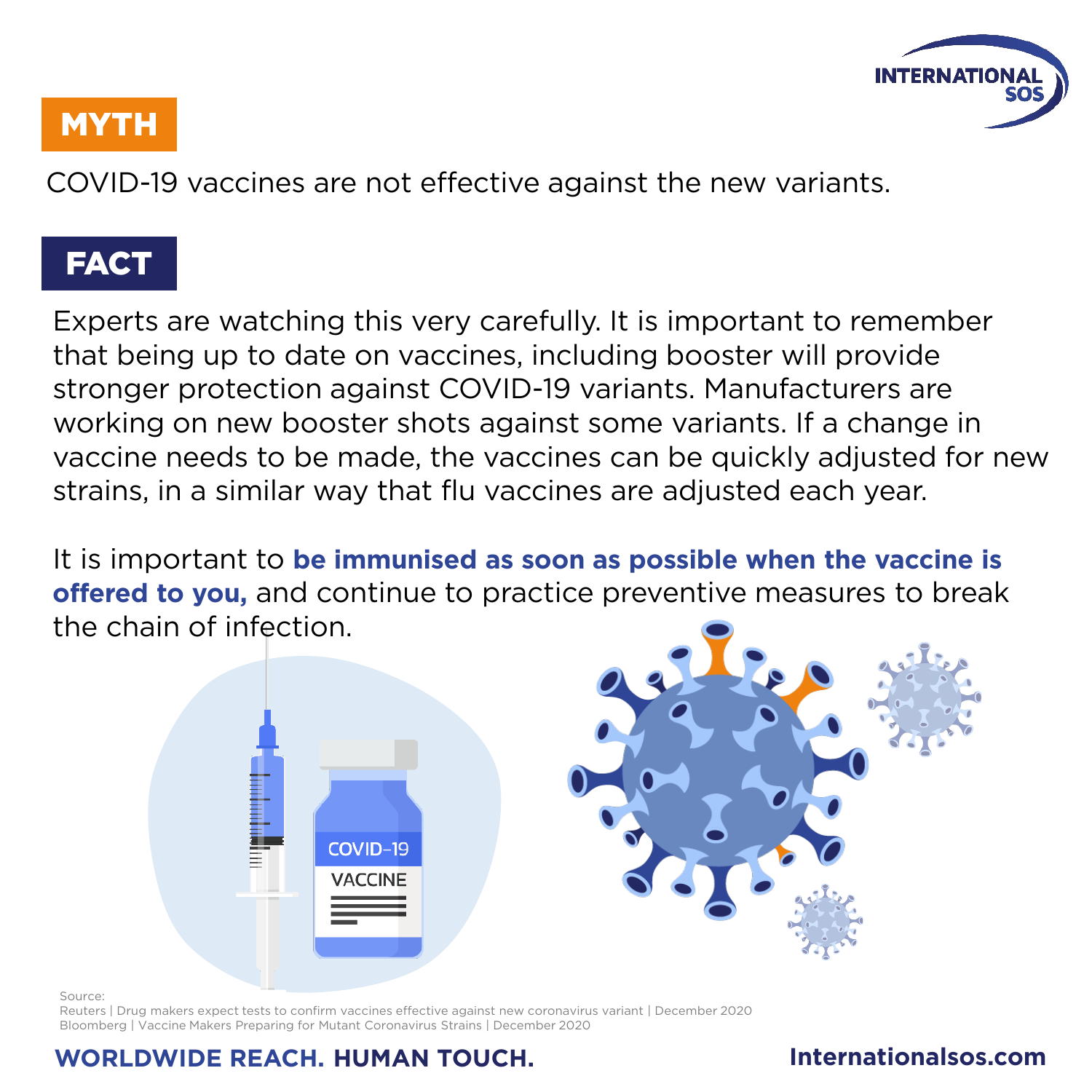## MYTH

COVID-19 vaccines are not effective against the new variants.

## FACT

Experts are watching this very carefully. It is important to remember that being up to date on vaccines, including booster will provide stronger protection against COVID-19 variants. Manufacturers are working on new booster shots against some variants. If a change in vaccine needs to be made, the vaccines can be quickly adjusted for new strains, in a similar way that flu vaccines are adjusted each year.

It is important to **be immunised as soon as possible when the vaccine is offered to you,** and continue to practice preventive measures to break the chain of infection.

Source:
Reuters | Drug makers expect tests to confirm vaccines effective against new coronavirus variant | December 2020
Bloomberg | Vaccine Makers Preparing for Mutant Coronavirus Strains | December 2020

**WORLDWIDE REACH. HUMAN TOUCH.** **Internationalsos.com**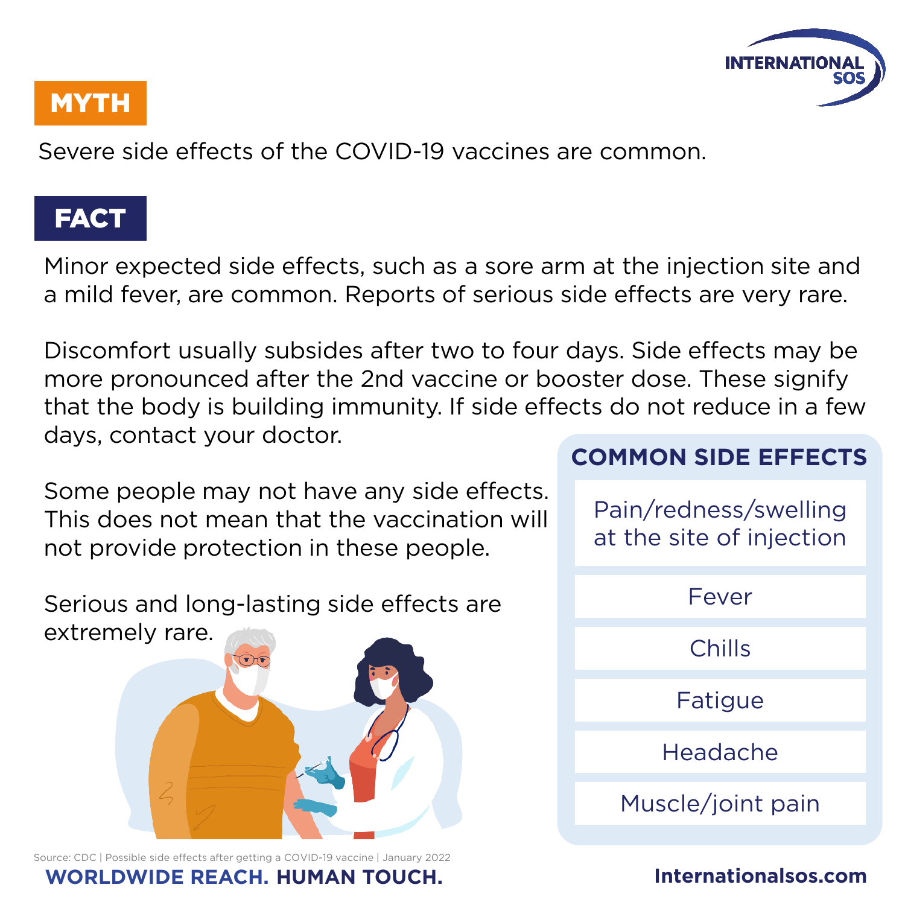INTERNATIONAL SOS

## MYTH

Severe side effects of the COVID-19 vaccines are common.

## FACT

Minor expected side effects, such as a sore arm at the injection site and a mild fever, are common. Reports of serious side effects are very rare.

Discomfort usually subsides after two to four days. Side effects may be more pronounced after the 2nd vaccine or booster dose. These signify that the body is building immunity. If side effects do not reduce in a few days, contact your doctor.

Some people may not have any side effects. This does not mean that the vaccination will not provide protection in these people.

Serious and long-lasting side effects are extremely rare.

### COMMON SIDE EFFECTS

- Pain/redness/swelling at the site of injection
- Fever
- Chills
- Fatigue
- Headache
- Muscle/joint pain

Source: CDC | Possible side effects after getting a COVID-19 vaccine | January 2022

**WORLDWIDE REACH. HUMAN TOUCH.**

**Internationalsos.com**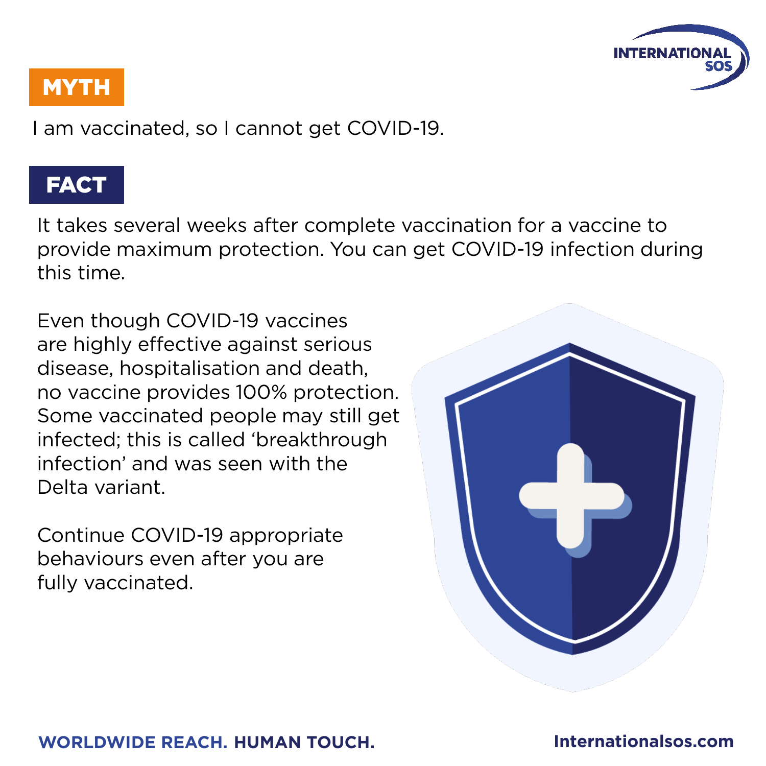## MYTH

I am vaccinated, so I cannot get COVID-19.

## FACT

It takes several weeks after complete vaccination for a vaccine to provide maximum protection. You can get COVID-19 infection during this time.

Even though COVID-19 vaccines are highly effective against serious disease, hospitalisation and death, no vaccine provides 100% protection. Some vaccinated people may still get infected; this is called 'breakthrough infection' and was seen with the Delta variant.

Continue COVID-19 appropriate behaviours even after you are fully vaccinated.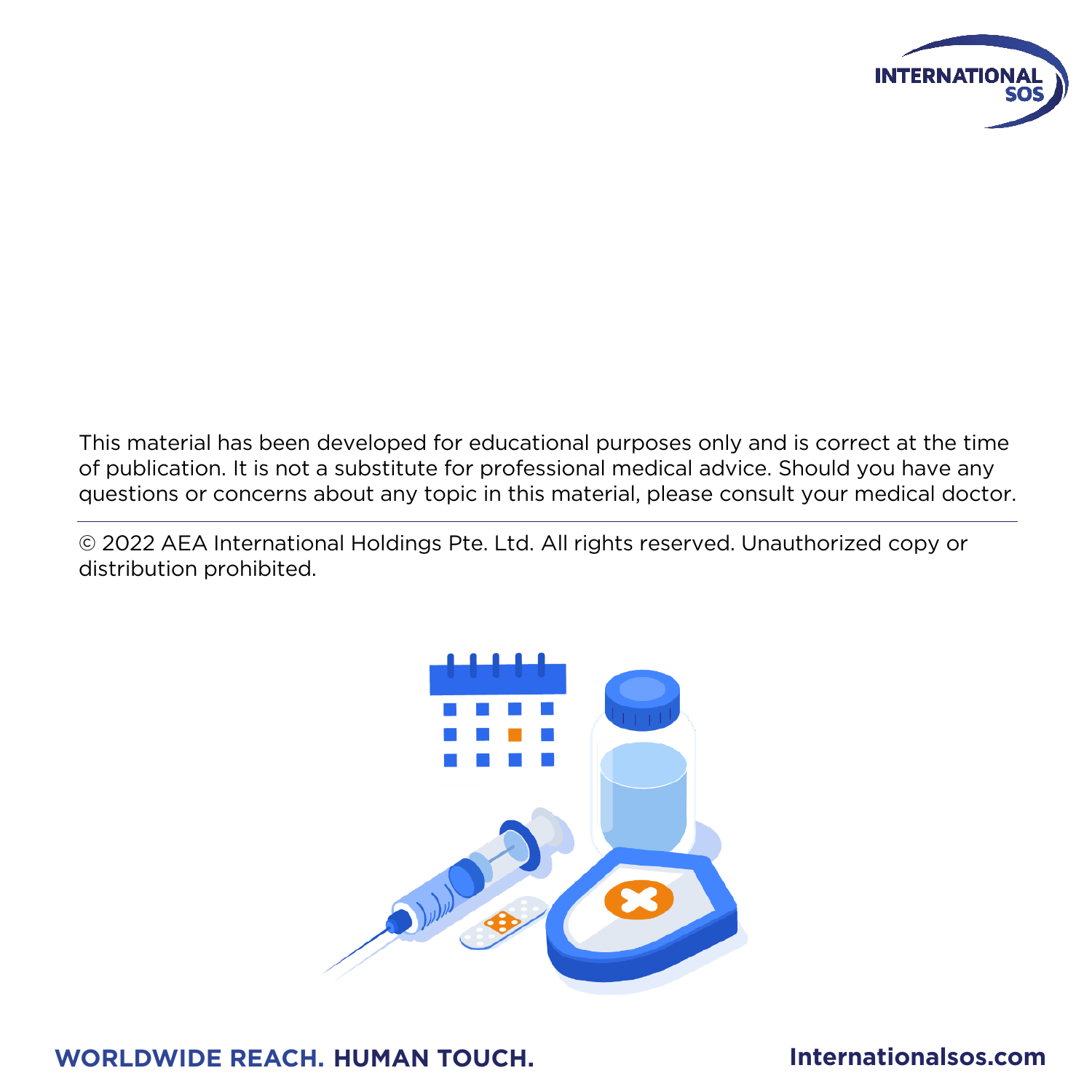INTERNATIONAL SOS

This material has been developed for educational purposes only and is correct at the time of publication. It is not a substitute for professional medical advice. Should you have any questions or concerns about any topic in this material, please consult your medical doctor.

---

© 2022 AEA International Holdings Pte. Ltd. All rights reserved. Unauthorized copy or distribution prohibited.

**WORLDWIDE REACH. HUMAN TOUCH.**

**Internationalsos.com**